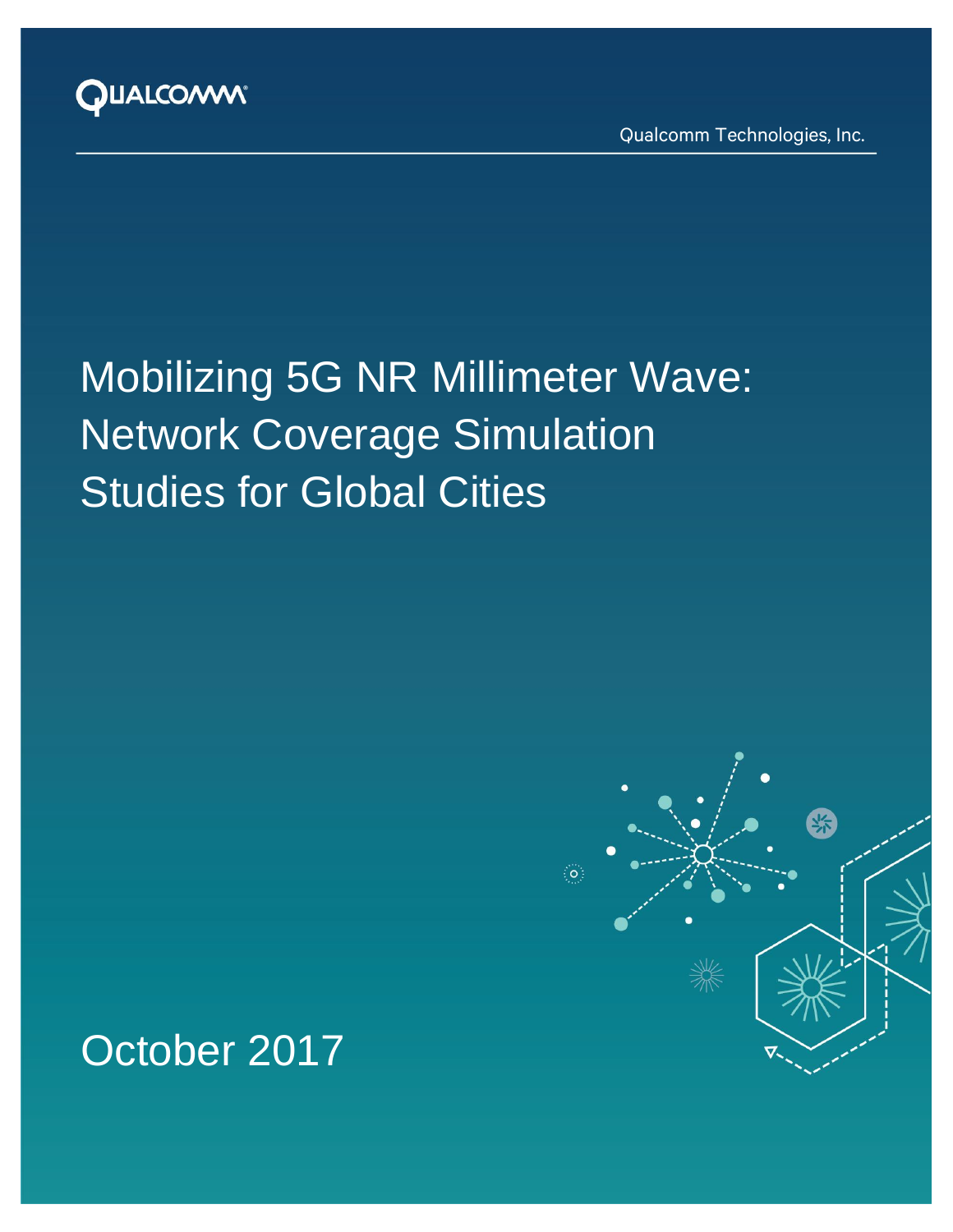Qualcomm Technologies, Inc.

# Mobilizing 5G NR Millimeter Wave: Network Coverage Simulation Studies for Global Cities

October 2017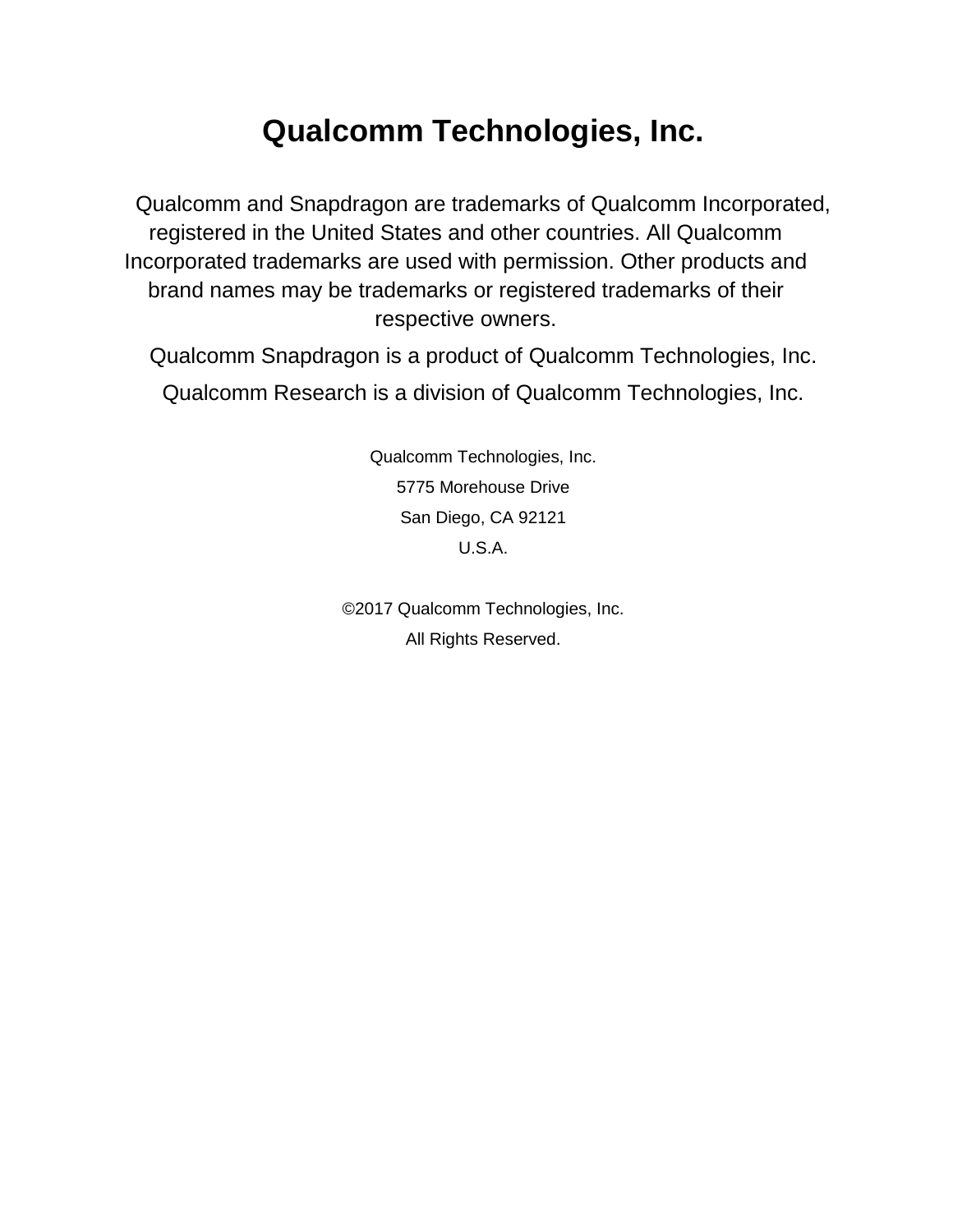# Qualcomm Technologies, Inc.

Qualcomm and Snapdragon are trademarks of Qualcomm Incorporated, registered in the United States and other countries. All Qualcomm Incorporated trademarks are used with permission. Other products and brand names may be trademarks or registered trademarks of their respective owners.

Qualcomm Snapdragon is a product of Qualcomm Technologies, Inc.

Qualcomm Research is a division of Qualcomm Technologies, Inc.

Qualcomm Technologies, Inc.

5775 Morehouse Drive

San Diego, CA 92121

U.S.A.

©2017 Qualcomm Technologies, Inc.

All Rights Reserved.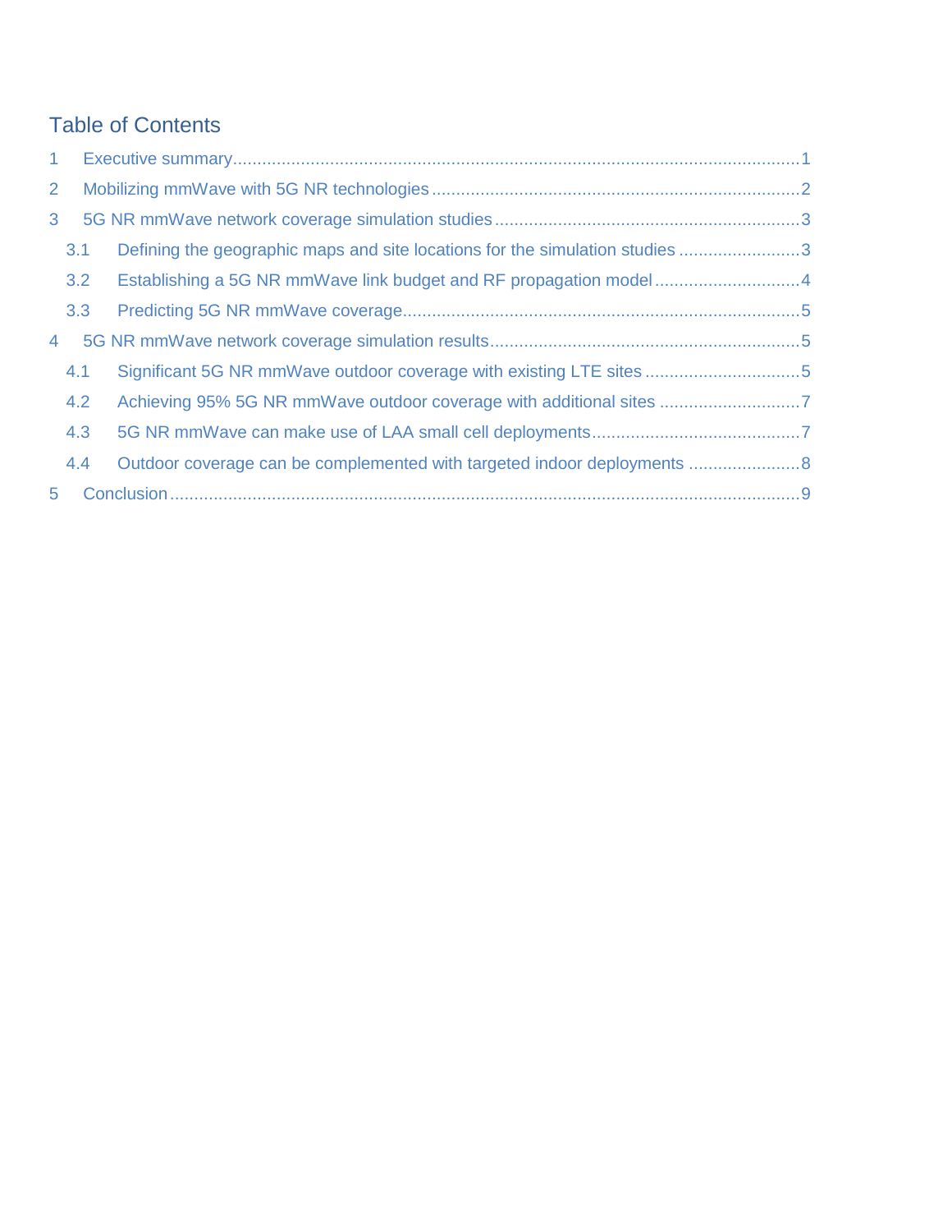## Table of Contents

1 Executive summary ........ 1

2 Mobilizing mmWave with 5G NR technologies ........ 2

3 5G NR mmWave network coverage simulation studies ........ 3

- 3.1 Defining the geographic maps and site locations for the simulation studies ........ 3
- 3.2 Establishing a 5G NR mmWave link budget and RF propagation model ........ 4
- 3.3 Predicting 5G NR mmWave coverage ........ 5

4 5G NR mmWave network coverage simulation results ........ 5

- 4.1 Significant 5G NR mmWave outdoor coverage with existing LTE sites ........ 5
- 4.2 Achieving 95% 5G NR mmWave outdoor coverage with additional sites ........ 7
- 4.3 5G NR mmWave can make use of LAA small cell deployments ........ 7
- 4.4 Outdoor coverage can be complemented with targeted indoor deployments ........ 8

5 Conclusion ........ 9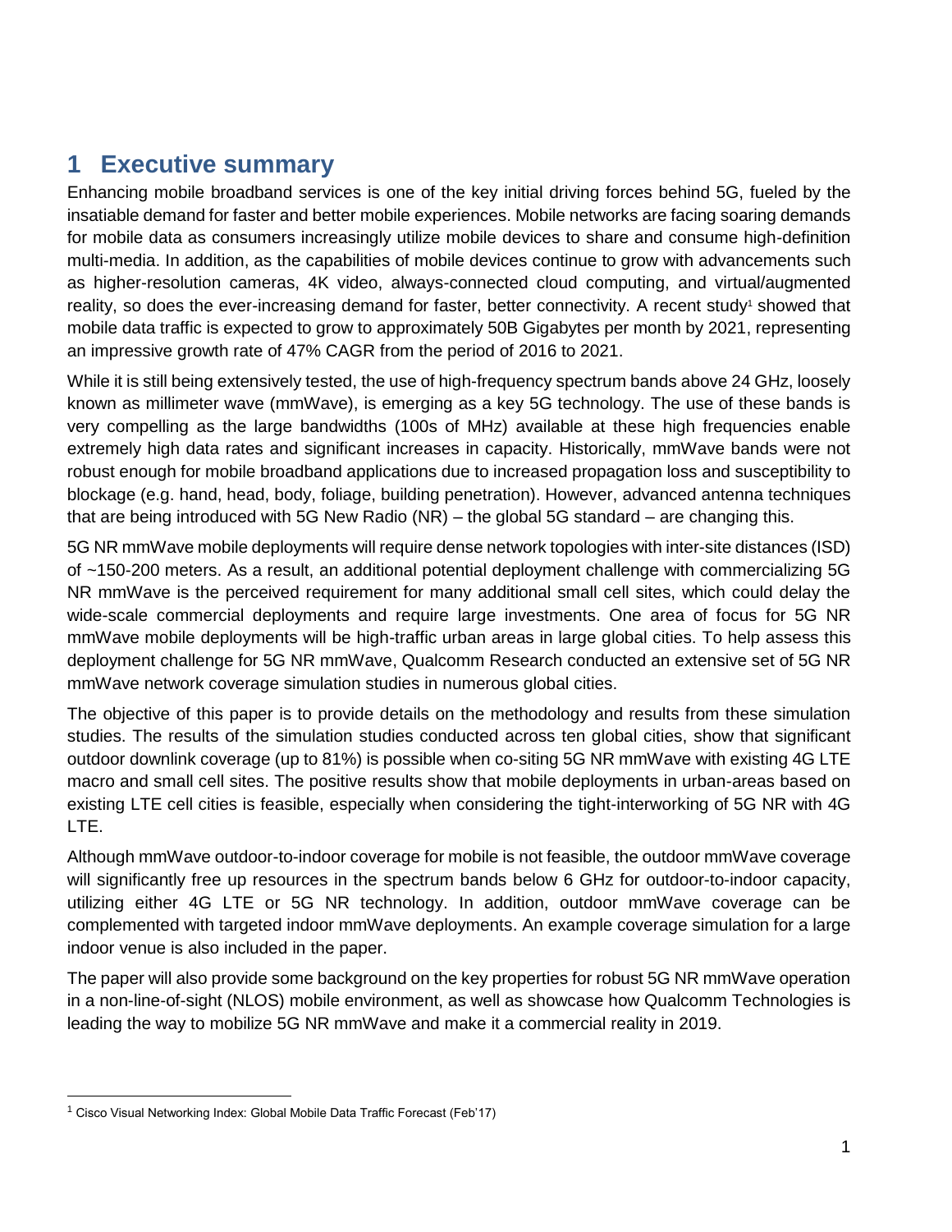# 1 Executive summary

Enhancing mobile broadband services is one of the key initial driving forces behind 5G, fueled by the insatiable demand for faster and better mobile experiences. Mobile networks are facing soaring demands for mobile data as consumers increasingly utilize mobile devices to share and consume high-definition multi-media. In addition, as the capabilities of mobile devices continue to grow with advancements such as higher-resolution cameras, 4K video, always-connected cloud computing, and virtual/augmented reality, so does the ever-increasing demand for faster, better connectivity. A recent study[1] showed that mobile data traffic is expected to grow to approximately 50B Gigabytes per month by 2021, representing an impressive growth rate of 47% CAGR from the period of 2016 to 2021.

While it is still being extensively tested, the use of high-frequency spectrum bands above 24 GHz, loosely known as millimeter wave (mmWave), is emerging as a key 5G technology. The use of these bands is very compelling as the large bandwidths (100s of MHz) available at these high frequencies enable extremely high data rates and significant increases in capacity. Historically, mmWave bands were not robust enough for mobile broadband applications due to increased propagation loss and susceptibility to blockage (e.g. hand, head, body, foliage, building penetration). However, advanced antenna techniques that are being introduced with 5G New Radio (NR) – the global 5G standard – are changing this.

5G NR mmWave mobile deployments will require dense network topologies with inter-site distances (ISD) of ~150-200 meters. As a result, an additional potential deployment challenge with commercializing 5G NR mmWave is the perceived requirement for many additional small cell sites, which could delay the wide-scale commercial deployments and require large investments. One area of focus for 5G NR mmWave mobile deployments will be high-traffic urban areas in large global cities. To help assess this deployment challenge for 5G NR mmWave, Qualcomm Research conducted an extensive set of 5G NR mmWave network coverage simulation studies in numerous global cities.

The objective of this paper is to provide details on the methodology and results from these simulation studies. The results of the simulation studies conducted across ten global cities, show that significant outdoor downlink coverage (up to 81%) is possible when co-siting 5G NR mmWave with existing 4G LTE macro and small cell sites. The positive results show that mobile deployments in urban-areas based on existing LTE cell cities is feasible, especially when considering the tight-interworking of 5G NR with 4G LTE.

Although mmWave outdoor-to-indoor coverage for mobile is not feasible, the outdoor mmWave coverage will significantly free up resources in the spectrum bands below 6 GHz for outdoor-to-indoor capacity, utilizing either 4G LTE or 5G NR technology. In addition, outdoor mmWave coverage can be complemented with targeted indoor mmWave deployments. An example coverage simulation for a large indoor venue is also included in the paper.

The paper will also provide some background on the key properties for robust 5G NR mmWave operation in a non-line-of-sight (NLOS) mobile environment, as well as showcase how Qualcomm Technologies is leading the way to mobilize 5G NR mmWave and make it a commercial reality in 2019.

---

[1] Cisco Visual Networking Index: Global Mobile Data Traffic Forecast (Feb'17)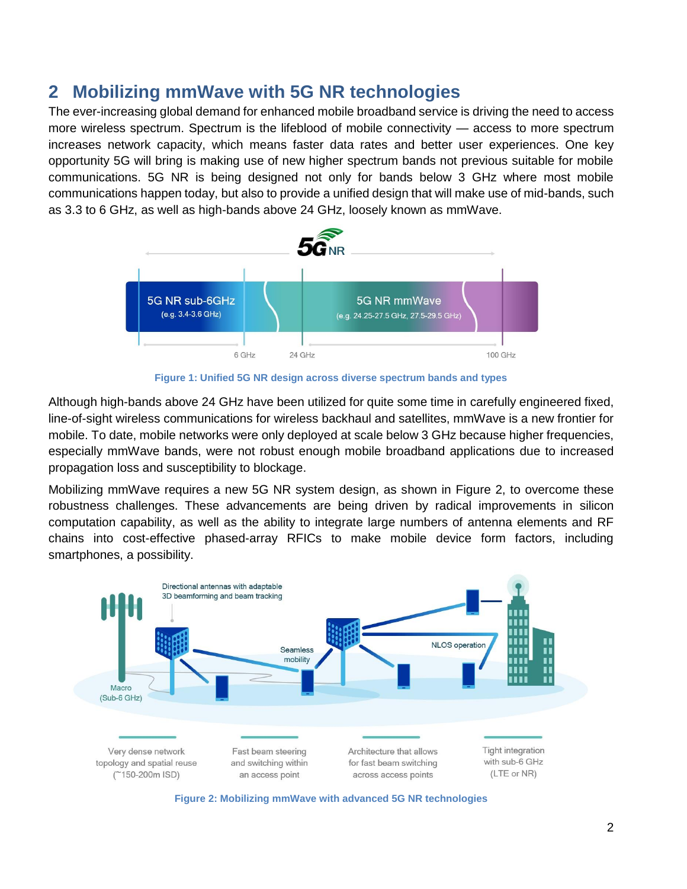## 2 Mobilizing mmWave with 5G NR technologies

The ever-increasing global demand for enhanced mobile broadband service is driving the need to access more wireless spectrum. Spectrum is the lifeblood of mobile connectivity — access to more spectrum increases network capacity, which means faster data rates and better user experiences. One key opportunity 5G will bring is making use of new higher spectrum bands not previous suitable for mobile communications. 5G NR is being designed not only for bands below 3 GHz where most mobile communications happen today, but also to provide a unified design that will make use of mid-bands, such as 3.3 to 6 GHz, as well as high-bands above 24 GHz, loosely known as mmWave.

Figure 1: Unified 5G NR design across diverse spectrum bands and types

Although high-bands above 24 GHz have been utilized for quite some time in carefully engineered fixed, line-of-sight wireless communications for wireless backhaul and satellites, mmWave is a new frontier for mobile. To date, mobile networks were only deployed at scale below 3 GHz because higher frequencies, especially mmWave bands, were not robust enough mobile broadband applications due to increased propagation loss and susceptibility to blockage.

Mobilizing mmWave requires a new 5G NR system design, as shown in Figure 2, to overcome these robustness challenges. These advancements are being driven by radical improvements in silicon computation capability, as well as the ability to integrate large numbers of antenna elements and RF chains into cost-effective phased-array RFICs to make mobile device form factors, including smartphones, a possibility.

Figure 2: Mobilizing mmWave with advanced 5G NR technologies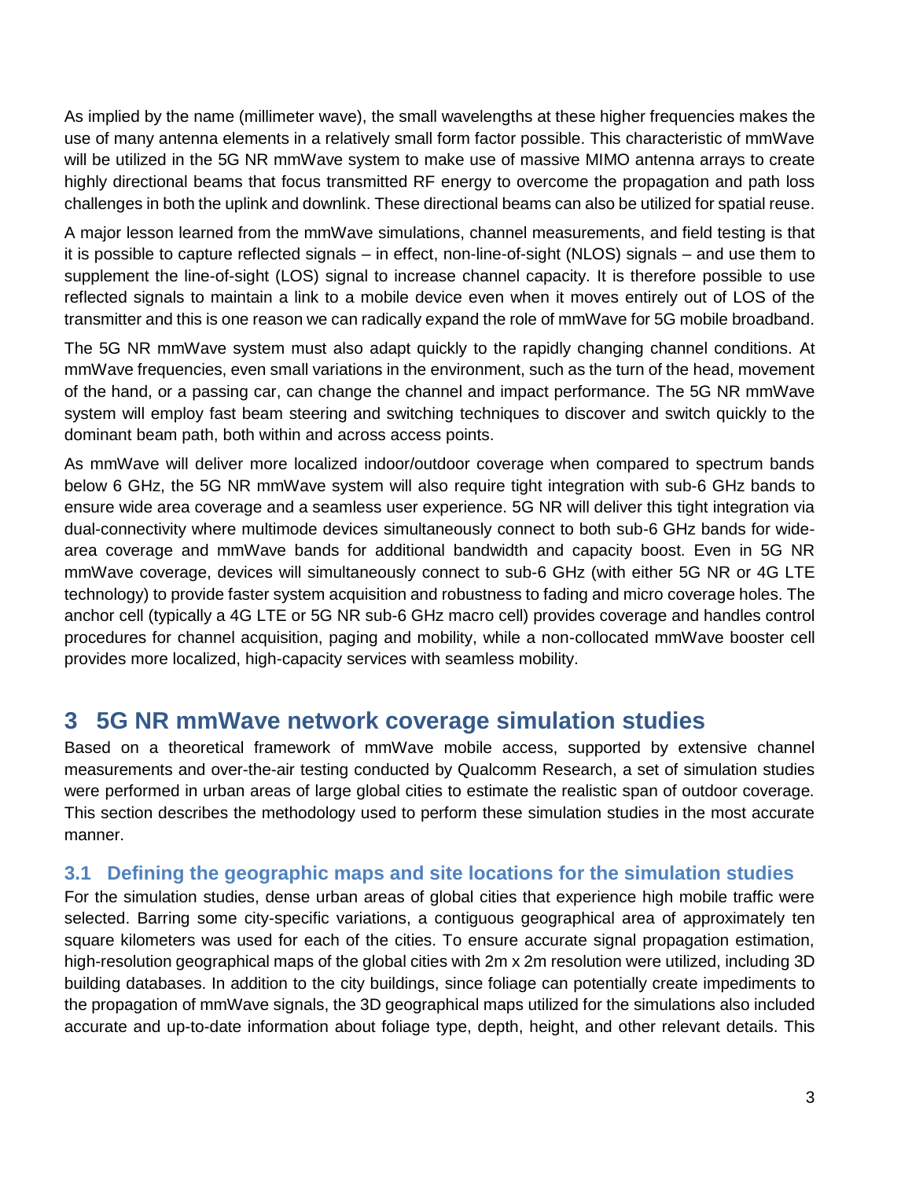As implied by the name (millimeter wave), the small wavelengths at these higher frequencies makes the use of many antenna elements in a relatively small form factor possible. This characteristic of mmWave will be utilized in the 5G NR mmWave system to make use of massive MIMO antenna arrays to create highly directional beams that focus transmitted RF energy to overcome the propagation and path loss challenges in both the uplink and downlink. These directional beams can also be utilized for spatial reuse.

A major lesson learned from the mmWave simulations, channel measurements, and field testing is that it is possible to capture reflected signals – in effect, non-line-of-sight (NLOS) signals – and use them to supplement the line-of-sight (LOS) signal to increase channel capacity. It is therefore possible to use reflected signals to maintain a link to a mobile device even when it moves entirely out of LOS of the transmitter and this is one reason we can radically expand the role of mmWave for 5G mobile broadband.

The 5G NR mmWave system must also adapt quickly to the rapidly changing channel conditions. At mmWave frequencies, even small variations in the environment, such as the turn of the head, movement of the hand, or a passing car, can change the channel and impact performance. The 5G NR mmWave system will employ fast beam steering and switching techniques to discover and switch quickly to the dominant beam path, both within and across access points.

As mmWave will deliver more localized indoor/outdoor coverage when compared to spectrum bands below 6 GHz, the 5G NR mmWave system will also require tight integration with sub-6 GHz bands to ensure wide area coverage and a seamless user experience. 5G NR will deliver this tight integration via dual-connectivity where multimode devices simultaneously connect to both sub-6 GHz bands for wide-area coverage and mmWave bands for additional bandwidth and capacity boost. Even in 5G NR mmWave coverage, devices will simultaneously connect to sub-6 GHz (with either 5G NR or 4G LTE technology) to provide faster system acquisition and robustness to fading and micro coverage holes. The anchor cell (typically a 4G LTE or 5G NR sub-6 GHz macro cell) provides coverage and handles control procedures for channel acquisition, paging and mobility, while a non-collocated mmWave booster cell provides more localized, high-capacity services with seamless mobility.

# 3 5G NR mmWave network coverage simulation studies

Based on a theoretical framework of mmWave mobile access, supported by extensive channel measurements and over-the-air testing conducted by Qualcomm Research, a set of simulation studies were performed in urban areas of large global cities to estimate the realistic span of outdoor coverage. This section describes the methodology used to perform these simulation studies in the most accurate manner.

## 3.1 Defining the geographic maps and site locations for the simulation studies

For the simulation studies, dense urban areas of global cities that experience high mobile traffic were selected. Barring some city-specific variations, a contiguous geographical area of approximately ten square kilometers was used for each of the cities. To ensure accurate signal propagation estimation, high-resolution geographical maps of the global cities with 2m x 2m resolution were utilized, including 3D building databases. In addition to the city buildings, since foliage can potentially create impediments to the propagation of mmWave signals, the 3D geographical maps utilized for the simulations also included accurate and up-to-date information about foliage type, depth, height, and other relevant details. This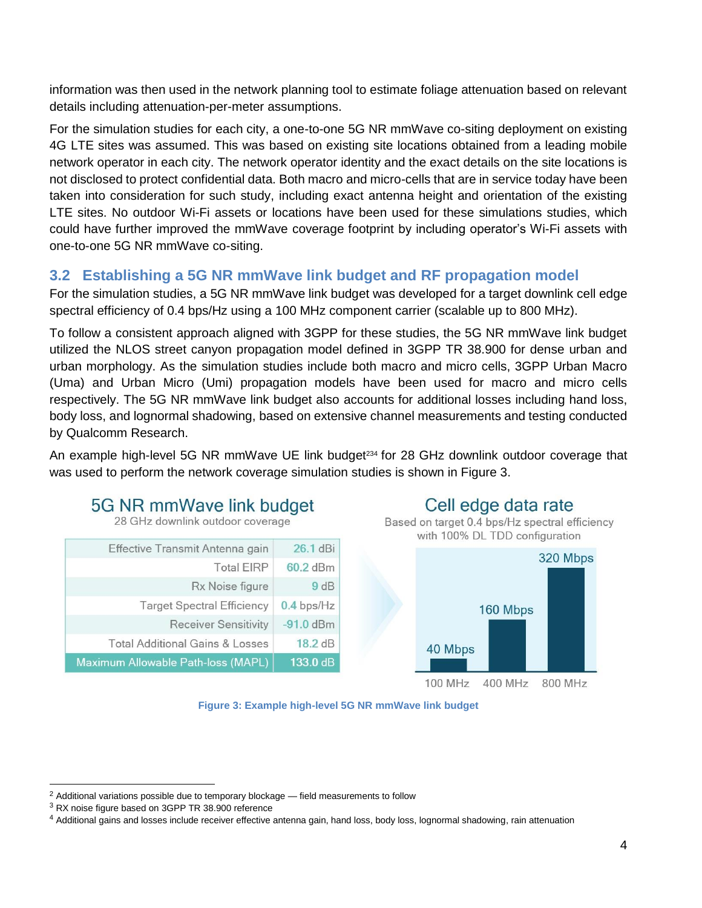information was then used in the network planning tool to estimate foliage attenuation based on relevant details including attenuation-per-meter assumptions.

For the simulation studies for each city, a one-to-one 5G NR mmWave co-siting deployment on existing 4G LTE sites was assumed. This was based on existing site locations obtained from a leading mobile network operator in each city. The network operator identity and the exact details on the site locations is not disclosed to protect confidential data. Both macro and micro-cells that are in service today have been taken into consideration for such study, including exact antenna height and orientation of the existing LTE sites. No outdoor Wi-Fi assets or locations have been used for these simulations studies, which could have further improved the mmWave coverage footprint by including operator's Wi-Fi assets with one-to-one 5G NR mmWave co-siting.

## 3.2 Establishing a 5G NR mmWave link budget and RF propagation model

For the simulation studies, a 5G NR mmWave link budget was developed for a target downlink cell edge spectral efficiency of 0.4 bps/Hz using a 100 MHz component carrier (scalable up to 800 MHz).

To follow a consistent approach aligned with 3GPP for these studies, the 5G NR mmWave link budget utilized the NLOS street canyon propagation model defined in 3GPP TR 38.900 for dense urban and urban morphology. As the simulation studies include both macro and micro cells, 3GPP Urban Macro (Uma) and Urban Micro (Umi) propagation models have been used for macro and micro cells respectively. The 5G NR mmWave link budget also accounts for additional losses including hand loss, body loss, and lognormal shadowing, based on extensive channel measurements and testing conducted by Qualcomm Research.

An example high-level 5G NR mmWave UE link budget[2,3,4] for 28 GHz downlink outdoor coverage that was used to perform the network coverage simulation studies is shown in Figure 3.

**5G NR mmWave link budget**
28 GHz downlink outdoor coverage

| Parameter | Value |
|---|---|
| Effective Transmit Antenna gain | 26.1 dBi |
| Total EIRP | 60.2 dBm |
| Rx Noise figure | 9 dB |
| Target Spectral Efficiency | 0.4 bps/Hz |
| Receiver Sensitivity | -91.0 dBm |
| Total Additional Gains & Losses | 18.2 dB |
| Maximum Allowable Path-loss (MAPL) | 133.0 dB |

**Cell edge data rate**
Based on target 0.4 bps/Hz spectral efficiency with 100% DL TDD configuration

| Bandwidth | Data rate |
|---|---|
| 100 MHz | 40 Mbps |
| 400 MHz | 160 Mbps |
| 800 MHz | 320 Mbps |

**Figure 3: Example high-level 5G NR mmWave link budget**

[2] Additional variations possible due to temporary blockage — field measurements to follow

[3] RX noise figure based on 3GPP TR 38.900 reference

[4] Additional gains and losses include receiver effective antenna gain, hand loss, body loss, lognormal shadowing, rain attenuation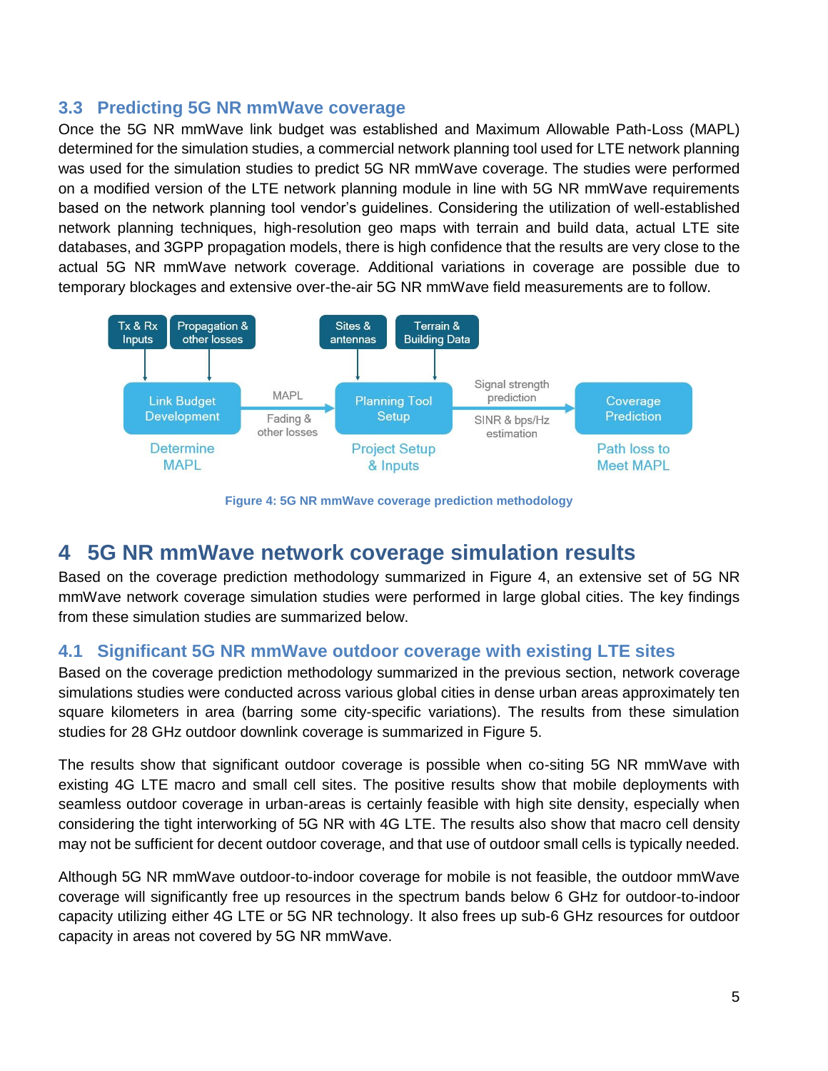## 3.3 Predicting 5G NR mmWave coverage

Once the 5G NR mmWave link budget was established and Maximum Allowable Path-Loss (MAPL) determined for the simulation studies, a commercial network planning tool used for LTE network planning was used for the simulation studies to predict 5G NR mmWave coverage. The studies were performed on a modified version of the LTE network planning module in line with 5G NR mmWave requirements based on the network planning tool vendor's guidelines. Considering the utilization of well-established network planning techniques, high-resolution geo maps with terrain and build data, actual LTE site databases, and 3GPP propagation models, there is high confidence that the results are very close to the actual 5G NR mmWave network coverage. Additional variations in coverage are possible due to temporary blockages and extensive over-the-air 5G NR mmWave field measurements are to follow.

Tx & Rx Inputs | Propagation & other losses | Sites & antennas | Terrain & Building Data

Link Budget Development → (MAPL; Fading & other losses) → Planning Tool Setup → (Signal strength prediction; SINR & bps/Hz estimation) → Coverage Prediction

Determine MAPL | Project Setup & Inputs | Path loss to Meet MAPL

**Figure 4: 5G NR mmWave coverage prediction methodology**

# 4 5G NR mmWave network coverage simulation results

Based on the coverage prediction methodology summarized in Figure 4, an extensive set of 5G NR mmWave network coverage simulation studies were performed in large global cities. The key findings from these simulation studies are summarized below.

## 4.1 Significant 5G NR mmWave outdoor coverage with existing LTE sites

Based on the coverage prediction methodology summarized in the previous section, network coverage simulations studies were conducted across various global cities in dense urban areas approximately ten square kilometers in area (barring some city-specific variations). The results from these simulation studies for 28 GHz outdoor downlink coverage is summarized in Figure 5.

The results show that significant outdoor coverage is possible when co-siting 5G NR mmWave with existing 4G LTE macro and small cell sites. The positive results show that mobile deployments with seamless outdoor coverage in urban-areas is certainly feasible with high site density, especially when considering the tight interworking of 5G NR with 4G LTE. The results also show that macro cell density may not be sufficient for decent outdoor coverage, and that use of outdoor small cells is typically needed.

Although 5G NR mmWave outdoor-to-indoor coverage for mobile is not feasible, the outdoor mmWave coverage will significantly free up resources in the spectrum bands below 6 GHz for outdoor-to-indoor capacity utilizing either 4G LTE or 5G NR technology. It also frees up sub-6 GHz resources for outdoor capacity in areas not covered by 5G NR mmWave.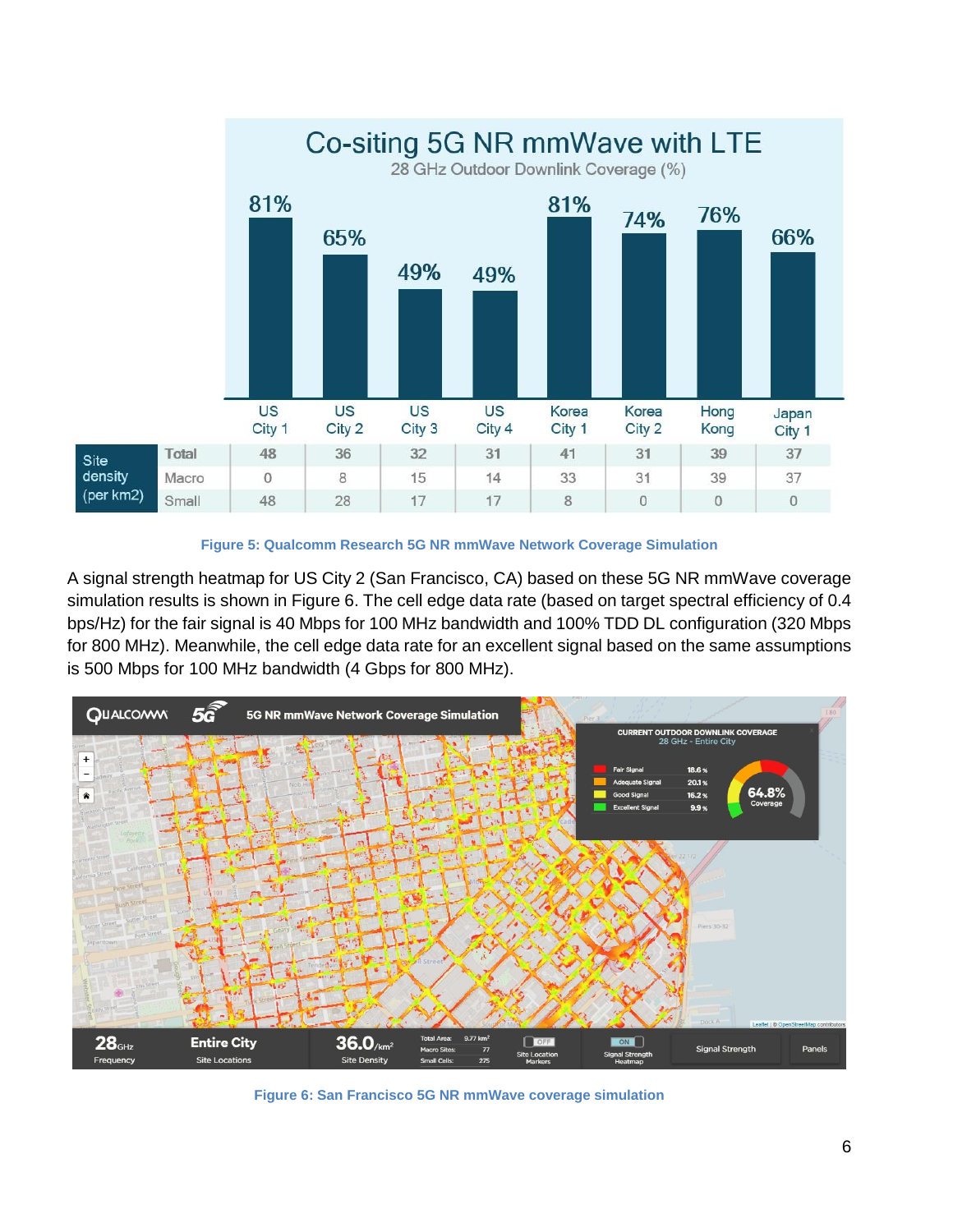| | | US City 1 | US City 2 | US City 3 | US City 4 | Korea City 1 | Korea City 2 | Hong Kong | Japan City 1 |
|---|---|---|---|---|---|---|---|---|---|
| 28 GHz Outdoor Downlink Coverage (%) | | 81% | 65% | 49% | 49% | 81% | 74% | 76% | 66% |
| Site density (per km2) | Total | 48 | 36 | 32 | 31 | 41 | 31 | 39 | 37 |
| | Macro | 0 | 8 | 15 | 14 | 33 | 31 | 39 | 37 |
| | Small | 48 | 28 | 17 | 17 | 8 | 0 | 0 | 0 |

**Figure 5: Qualcomm Research 5G NR mmWave Network Coverage Simulation**

A signal strength heatmap for US City 2 (San Francisco, CA) based on these 5G NR mmWave coverage simulation results is shown in Figure 6. The cell edge data rate (based on target spectral efficiency of 0.4 bps/Hz) for the fair signal is 40 Mbps for 100 MHz bandwidth and 100% TDD DL configuration (320 Mbps for 800 MHz). Meanwhile, the cell edge data rate for an excellent signal based on the same assumptions is 500 Mbps for 100 MHz bandwidth (4 Gbps for 800 MHz).

**Figure 6: San Francisco 5G NR mmWave coverage simulation**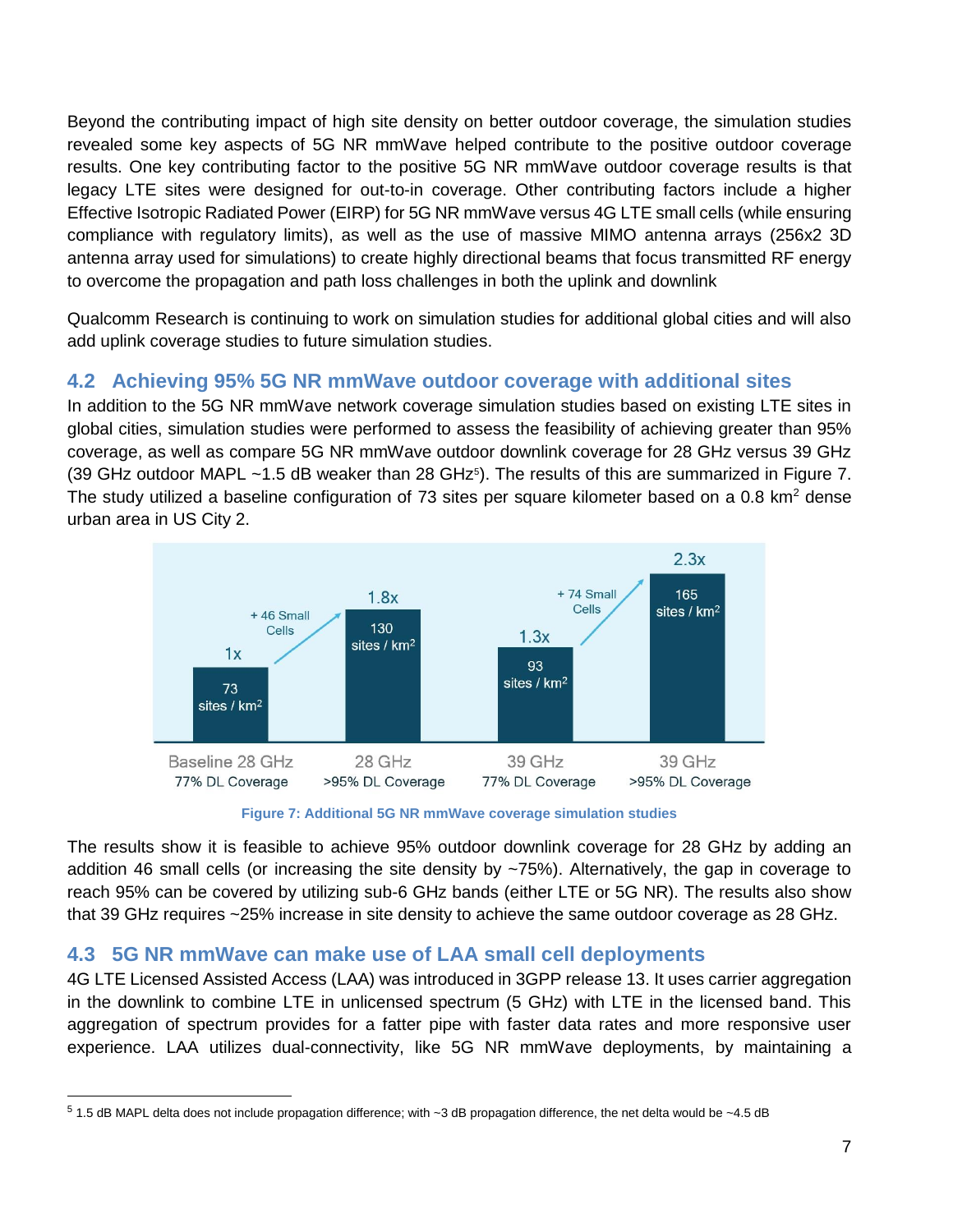Beyond the contributing impact of high site density on better outdoor coverage, the simulation studies revealed some key aspects of 5G NR mmWave helped contribute to the positive outdoor coverage results. One key contributing factor to the positive 5G NR mmWave outdoor coverage results is that legacy LTE sites were designed for out-to-in coverage. Other contributing factors include a higher Effective Isotropic Radiated Power (EIRP) for 5G NR mmWave versus 4G LTE small cells (while ensuring compliance with regulatory limits), as well as the use of massive MIMO antenna arrays (256x2 3D antenna array used for simulations) to create highly directional beams that focus transmitted RF energy to overcome the propagation and path loss challenges in both the uplink and downlink

Qualcomm Research is continuing to work on simulation studies for additional global cities and will also add uplink coverage studies to future simulation studies.

## 4.2 Achieving 95% 5G NR mmWave outdoor coverage with additional sites

In addition to the 5G NR mmWave network coverage simulation studies based on existing LTE sites in global cities, simulation studies were performed to assess the feasibility of achieving greater than 95% coverage, as well as compare 5G NR mmWave outdoor downlink coverage for 28 GHz versus 39 GHz (39 GHz outdoor MAPL ~1.5 dB weaker than 28 GHz[5]). The results of this are summarized in Figure 7. The study utilized a baseline configuration of 73 sites per square kilometer based on a 0.8 km$^2$ dense urban area in US City 2.

| | Baseline 28 GHz | 28 GHz | 39 GHz | 39 GHz |
|---|---|---|---|---|
| Coverage | 77% DL Coverage | >95% DL Coverage | 77% DL Coverage | >95% DL Coverage |
| Site density | 73 sites / km$^2$ | 130 sites / km$^2$ | 93 sites / km$^2$ | 165 sites / km$^2$ |
| Relative | 1x | 1.8x | 1.3x | 2.3x |
| Additional | | + 46 Small Cells | | + 74 Small Cells |

Figure 7: Additional 5G NR mmWave coverage simulation studies

The results show it is feasible to achieve 95% outdoor downlink coverage for 28 GHz by adding an addition 46 small cells (or increasing the site density by ~75%). Alternatively, the gap in coverage to reach 95% can be covered by utilizing sub-6 GHz bands (either LTE or 5G NR). The results also show that 39 GHz requires ~25% increase in site density to achieve the same outdoor coverage as 28 GHz.

## 4.3 5G NR mmWave can make use of LAA small cell deployments

4G LTE Licensed Assisted Access (LAA) was introduced in 3GPP release 13. It uses carrier aggregation in the downlink to combine LTE in unlicensed spectrum (5 GHz) with LTE in the licensed band. This aggregation of spectrum provides for a fatter pipe with faster data rates and more responsive user experience. LAA utilizes dual-connectivity, like 5G NR mmWave deployments, by maintaining a

[5] 1.5 dB MAPL delta does not include propagation difference; with ~3 dB propagation difference, the net delta would be ~4.5 dB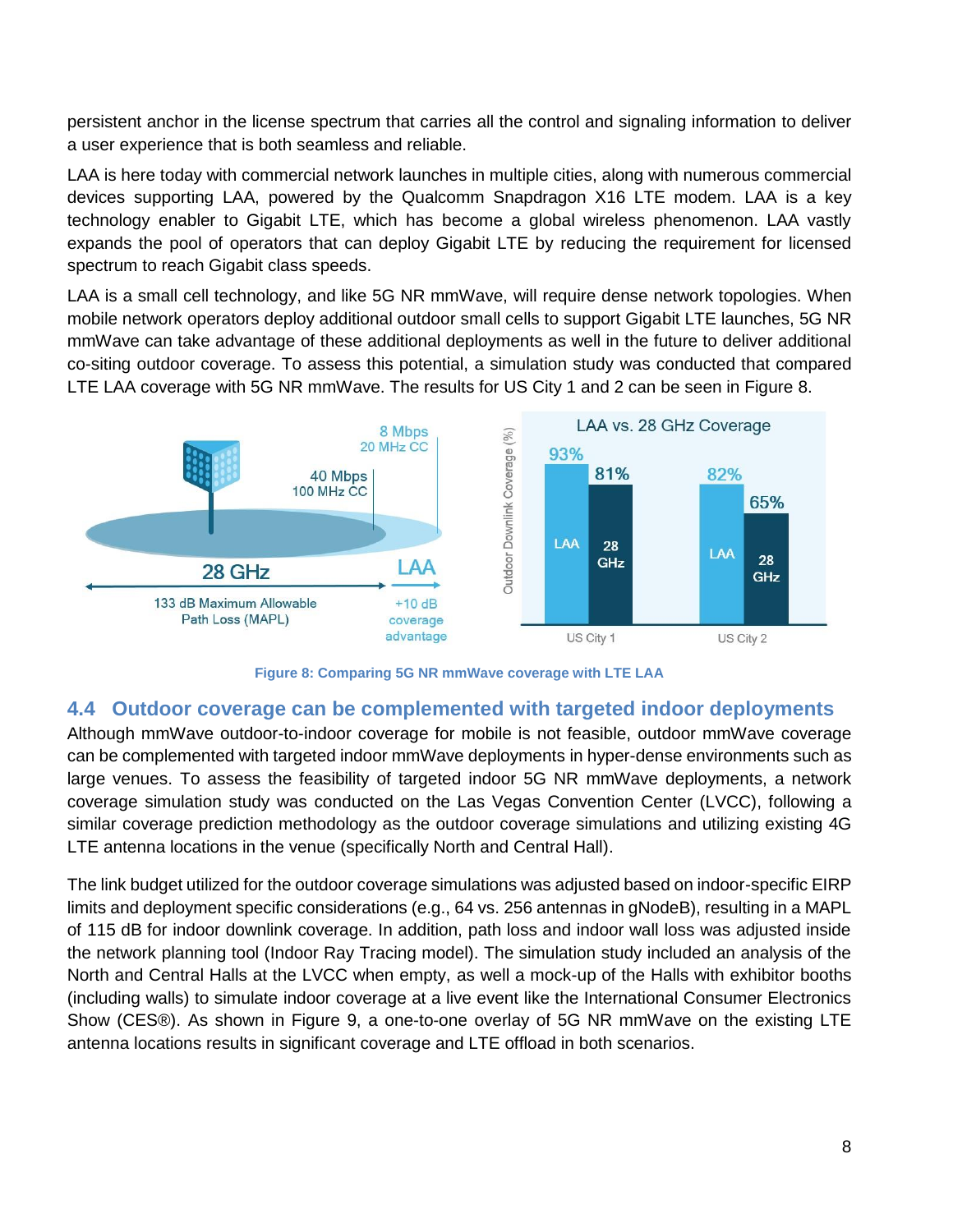persistent anchor in the license spectrum that carries all the control and signaling information to deliver a user experience that is both seamless and reliable.

LAA is here today with commercial network launches in multiple cities, along with numerous commercial devices supporting LAA, powered by the Qualcomm Snapdragon X16 LTE modem. LAA is a key technology enabler to Gigabit LTE, which has become a global wireless phenomenon. LAA vastly expands the pool of operators that can deploy Gigabit LTE by reducing the requirement for licensed spectrum to reach Gigabit class speeds.

LAA is a small cell technology, and like 5G NR mmWave, will require dense network topologies. When mobile network operators deploy additional outdoor small cells to support Gigabit LTE launches, 5G NR mmWave can take advantage of these additional deployments as well in the future to deliver additional co-siting outdoor coverage. To assess this potential, a simulation study was conducted that compared LTE LAA coverage with 5G NR mmWave. The results for US City 1 and 2 can be seen in Figure 8.

**Figure 8: Comparing 5G NR mmWave coverage with LTE LAA**

## 4.4 Outdoor coverage can be complemented with targeted indoor deployments

Although mmWave outdoor-to-indoor coverage for mobile is not feasible, outdoor mmWave coverage can be complemented with targeted indoor mmWave deployments in hyper-dense environments such as large venues. To assess the feasibility of targeted indoor 5G NR mmWave deployments, a network coverage simulation study was conducted on the Las Vegas Convention Center (LVCC), following a similar coverage prediction methodology as the outdoor coverage simulations and utilizing existing 4G LTE antenna locations in the venue (specifically North and Central Hall).

The link budget utilized for the outdoor coverage simulations was adjusted based on indoor-specific EIRP limits and deployment specific considerations (e.g., 64 vs. 256 antennas in gNodeB), resulting in a MAPL of 115 dB for indoor downlink coverage. In addition, path loss and indoor wall loss was adjusted inside the network planning tool (Indoor Ray Tracing model). The simulation study included an analysis of the North and Central Halls at the LVCC when empty, as well a mock-up of the Halls with exhibitor booths (including walls) to simulate indoor coverage at a live event like the International Consumer Electronics Show (CES®). As shown in Figure 9, a one-to-one overlay of 5G NR mmWave on the existing LTE antenna locations results in significant coverage and LTE offload in both scenarios.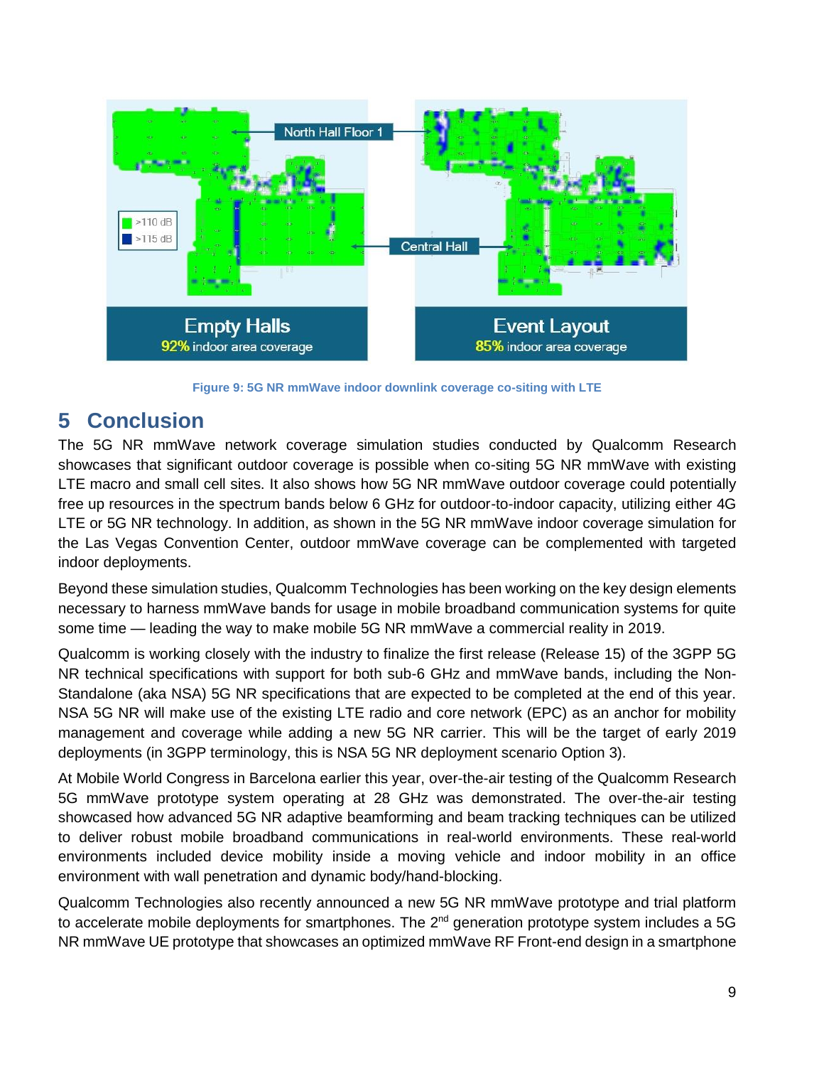Figure 9: 5G NR mmWave indoor downlink coverage co-siting with LTE

# 5 Conclusion

The 5G NR mmWave network coverage simulation studies conducted by Qualcomm Research showcases that significant outdoor coverage is possible when co-siting 5G NR mmWave with existing LTE macro and small cell sites. It also shows how 5G NR mmWave outdoor coverage could potentially free up resources in the spectrum bands below 6 GHz for outdoor-to-indoor capacity, utilizing either 4G LTE or 5G NR technology. In addition, as shown in the 5G NR mmWave indoor coverage simulation for the Las Vegas Convention Center, outdoor mmWave coverage can be complemented with targeted indoor deployments.

Beyond these simulation studies, Qualcomm Technologies has been working on the key design elements necessary to harness mmWave bands for usage in mobile broadband communication systems for quite some time — leading the way to make mobile 5G NR mmWave a commercial reality in 2019.

Qualcomm is working closely with the industry to finalize the first release (Release 15) of the 3GPP 5G NR technical specifications with support for both sub-6 GHz and mmWave bands, including the Non-Standalone (aka NSA) 5G NR specifications that are expected to be completed at the end of this year. NSA 5G NR will make use of the existing LTE radio and core network (EPC) as an anchor for mobility management and coverage while adding a new 5G NR carrier. This will be the target of early 2019 deployments (in 3GPP terminology, this is NSA 5G NR deployment scenario Option 3).

At Mobile World Congress in Barcelona earlier this year, over-the-air testing of the Qualcomm Research 5G mmWave prototype system operating at 28 GHz was demonstrated. The over-the-air testing showcased how advanced 5G NR adaptive beamforming and beam tracking techniques can be utilized to deliver robust mobile broadband communications in real-world environments. These real-world environments included device mobility inside a moving vehicle and indoor mobility in an office environment with wall penetration and dynamic body/hand-blocking.

Qualcomm Technologies also recently announced a new 5G NR mmWave prototype and trial platform to accelerate mobile deployments for smartphones. The 2nd generation prototype system includes a 5G NR mmWave UE prototype that showcases an optimized mmWave RF Front-end design in a smartphone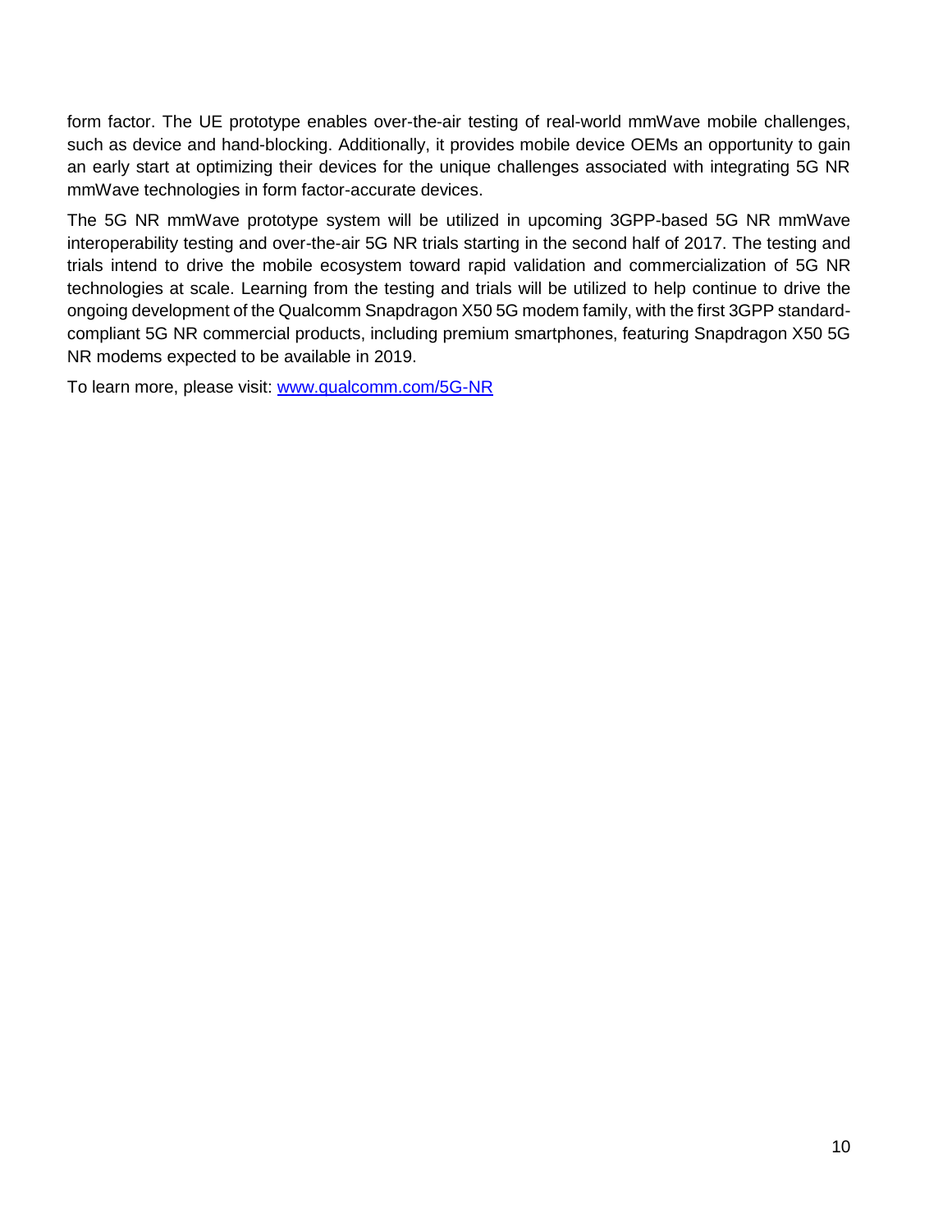form factor. The UE prototype enables over-the-air testing of real-world mmWave mobile challenges, such as device and hand-blocking. Additionally, it provides mobile device OEMs an opportunity to gain an early start at optimizing their devices for the unique challenges associated with integrating 5G NR mmWave technologies in form factor-accurate devices.

The 5G NR mmWave prototype system will be utilized in upcoming 3GPP-based 5G NR mmWave interoperability testing and over-the-air 5G NR trials starting in the second half of 2017. The testing and trials intend to drive the mobile ecosystem toward rapid validation and commercialization of 5G NR technologies at scale. Learning from the testing and trials will be utilized to help continue to drive the ongoing development of the Qualcomm Snapdragon X50 5G modem family, with the first 3GPP standard-compliant 5G NR commercial products, including premium smartphones, featuring Snapdragon X50 5G NR modems expected to be available in 2019.

To learn more, please visit: [www.qualcomm.com/5G-NR](http://www.qualcomm.com/5G-NR)